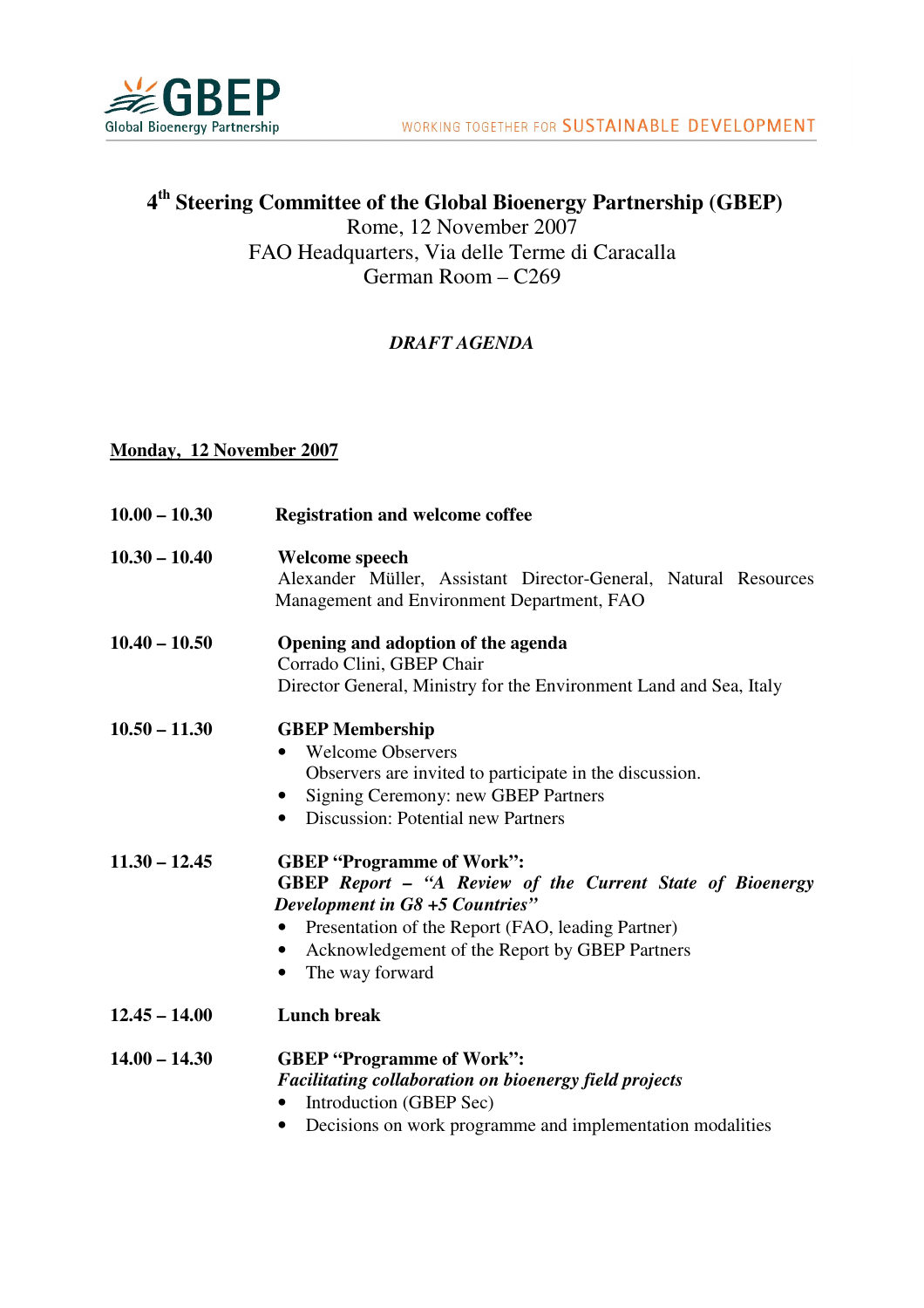# 4th Steering Committee of the Global Bioenergy Partnership (GBEP)

Rome, 12 November 2007
FAO Headquarters, Via delle Terme di Caracalla
German Room – C269

***DRAFT AGENDA***

**Monday, 12 November 2007**

**10.00 – 10.30** **Registration and welcome coffee**

**10.30 – 10.40** **Welcome speech**
Alexander Müller, Assistant Director-General, Natural Resources Management and Environment Department, FAO

**10.40 – 10.50** **Opening and adoption of the agenda**
Corrado Clini, GBEP Chair
Director General, Ministry for the Environment Land and Sea, Italy

**10.50 – 11.30** **GBEP Membership**

- Welcome Observers
  Observers are invited to participate in the discussion.
- Signing Ceremony: new GBEP Partners
- Discussion: Potential new Partners

**11.30 – 12.45** **GBEP "Programme of Work":**
**GBEP *Report – "A Review of the Current State of Bioenergy Development in G8 +5 Countries"***

- Presentation of the Report (FAO, leading Partner)
- Acknowledgement of the Report by GBEP Partners
- The way forward

**12.45 – 14.00** **Lunch break**

**14.00 – 14.30** **GBEP "Programme of Work":**
***Facilitating collaboration on bioenergy field projects***

- Introduction (GBEP Sec)
- Decisions on work programme and implementation modalities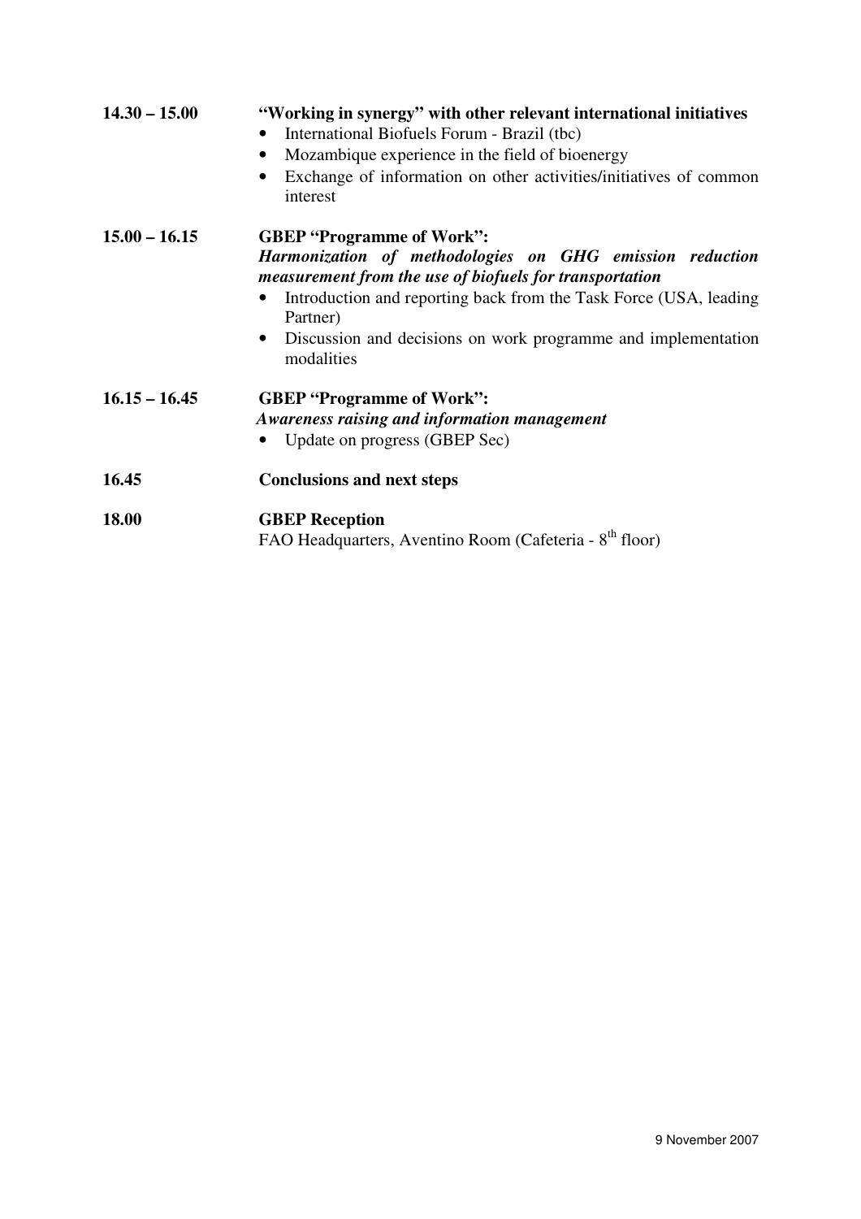**14.30 – 15.00** **"Working in synergy" with other relevant international initiatives**

- International Biofuels Forum - Brazil (tbc)
- Mozambique experience in the field of bioenergy
- Exchange of information on other activities/initiatives of common interest

**15.00 – 16.15** **GBEP "Programme of Work":**
***Harmonization of methodologies on GHG emission reduction measurement from the use of biofuels for transportation***

- Introduction and reporting back from the Task Force (USA, leading Partner)
- Discussion and decisions on work programme and implementation modalities

**16.15 – 16.45** **GBEP "Programme of Work":**
***Awareness raising and information management***

- Update on progress (GBEP Sec)

**16.45** **Conclusions and next steps**

**18.00** **GBEP Reception**
FAO Headquarters, Aventino Room (Cafeteria - 8th floor)

9 November 2007